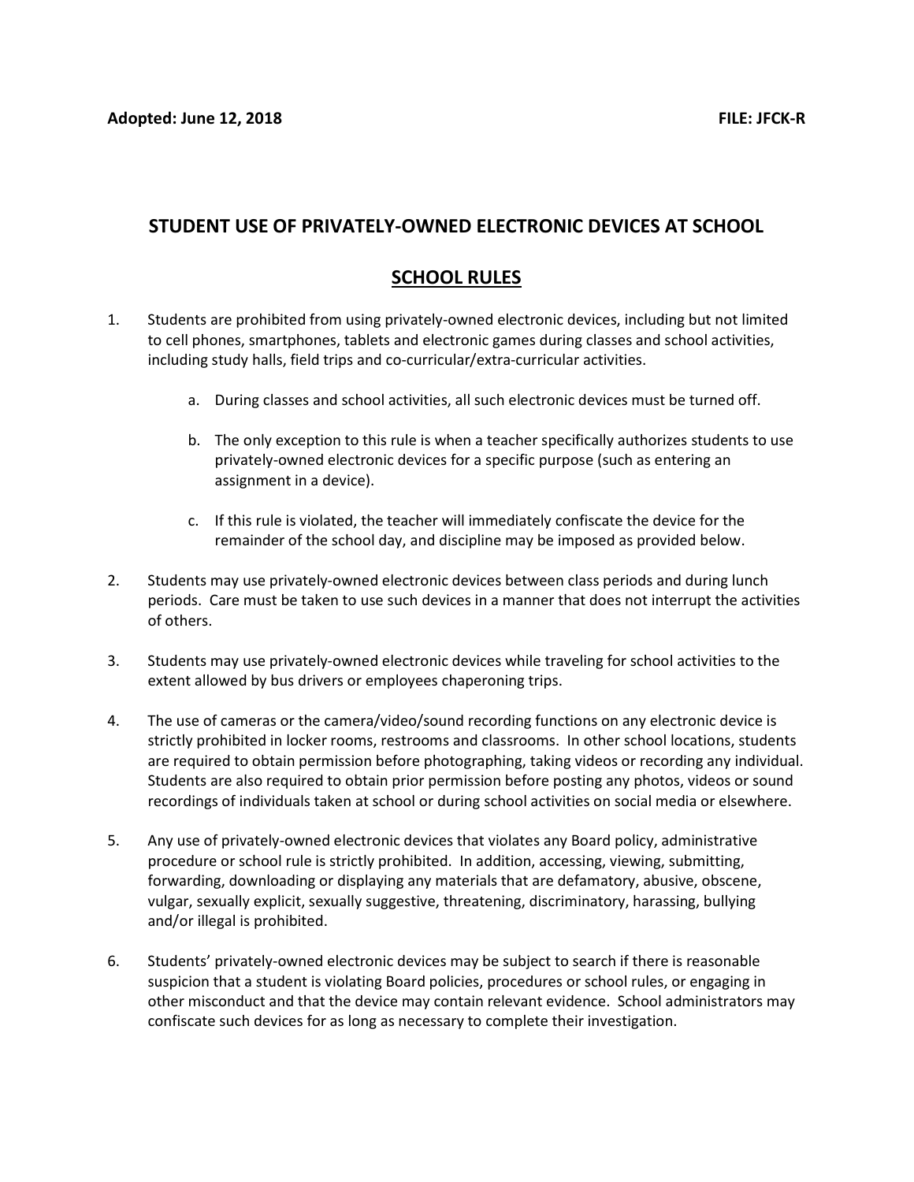**Adopted: June 12, 2018** **FILE: JFCK-R**

# STUDENT USE OF PRIVATELY-OWNED ELECTRONIC DEVICES AT SCHOOL

## SCHOOL RULES

1. Students are prohibited from using privately-owned electronic devices, including but not limited to cell phones, smartphones, tablets and electronic games during classes and school activities, including study halls, field trips and co-curricular/extra-curricular activities.

   a. During classes and school activities, all such electronic devices must be turned off.

   b. The only exception to this rule is when a teacher specifically authorizes students to use privately-owned electronic devices for a specific purpose (such as entering an assignment in a device).

   c. If this rule is violated, the teacher will immediately confiscate the device for the remainder of the school day, and discipline may be imposed as provided below.

2. Students may use privately-owned electronic devices between class periods and during lunch periods. Care must be taken to use such devices in a manner that does not interrupt the activities of others.

3. Students may use privately-owned electronic devices while traveling for school activities to the extent allowed by bus drivers or employees chaperoning trips.

4. The use of cameras or the camera/video/sound recording functions on any electronic device is strictly prohibited in locker rooms, restrooms and classrooms. In other school locations, students are required to obtain permission before photographing, taking videos or recording any individual. Students are also required to obtain prior permission before posting any photos, videos or sound recordings of individuals taken at school or during school activities on social media or elsewhere.

5. Any use of privately-owned electronic devices that violates any Board policy, administrative procedure or school rule is strictly prohibited. In addition, accessing, viewing, submitting, forwarding, downloading or displaying any materials that are defamatory, abusive, obscene, vulgar, sexually explicit, sexually suggestive, threatening, discriminatory, harassing, bullying and/or illegal is prohibited.

6. Students' privately-owned electronic devices may be subject to search if there is reasonable suspicion that a student is violating Board policies, procedures or school rules, or engaging in other misconduct and that the device may contain relevant evidence. School administrators may confiscate such devices for as long as necessary to complete their investigation.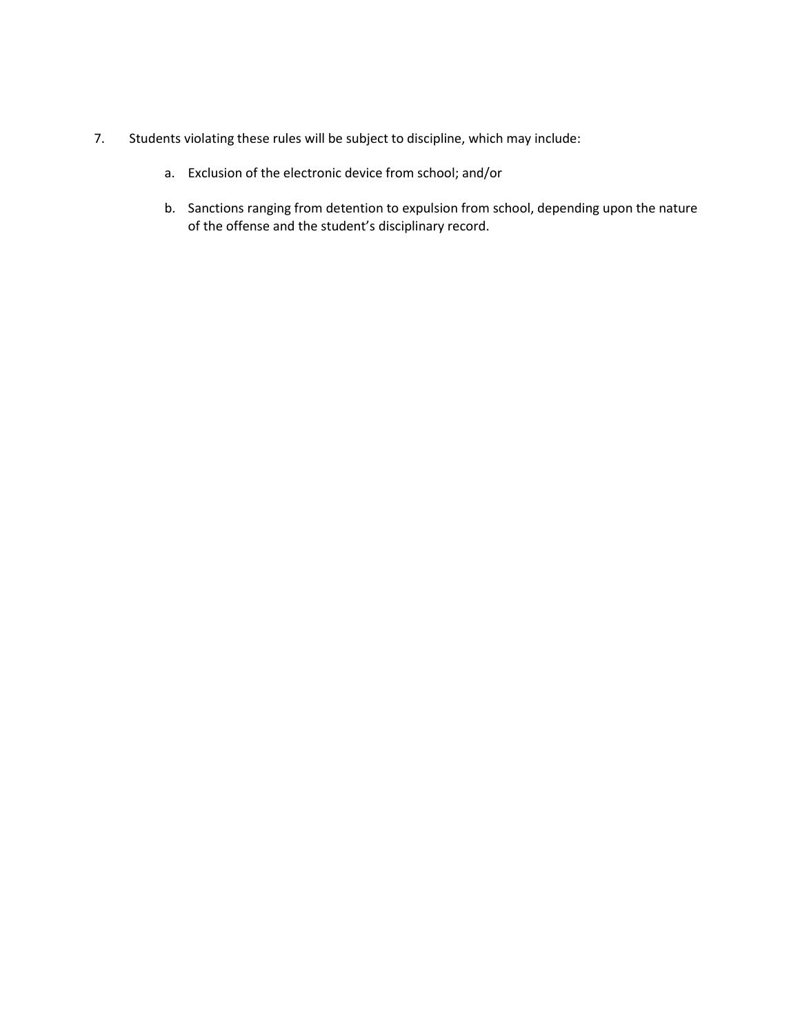7. Students violating these rules will be subject to discipline, which may include:

    a. Exclusion of the electronic device from school; and/or

    b. Sanctions ranging from detention to expulsion from school, depending upon the nature of the offense and the student's disciplinary record.